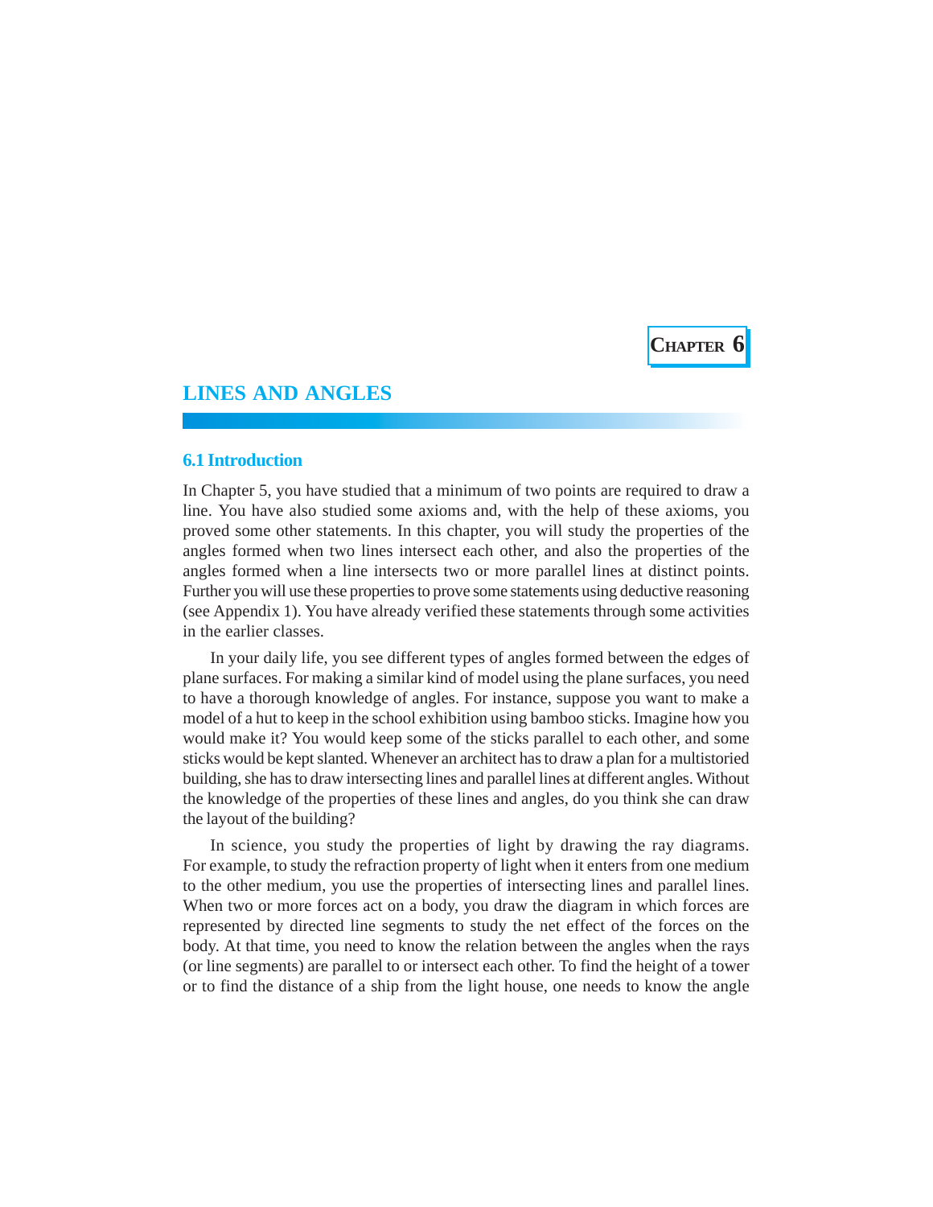**CHAPTER 6**

# LINES AND ANGLES

## 6.1 Introduction

In Chapter 5, you have studied that a minimum of two points are required to draw a line. You have also studied some axioms and, with the help of these axioms, you proved some other statements. In this chapter, you will study the properties of the angles formed when two lines intersect each other, and also the properties of the angles formed when a line intersects two or more parallel lines at distinct points. Further you will use these properties to prove some statements using deductive reasoning (see Appendix 1). You have already verified these statements through some activities in the earlier classes.

In your daily life, you see different types of angles formed between the edges of plane surfaces. For making a similar kind of model using the plane surfaces, you need to have a thorough knowledge of angles. For instance, suppose you want to make a model of a hut to keep in the school exhibition using bamboo sticks. Imagine how you would make it? You would keep some of the sticks parallel to each other, and some sticks would be kept slanted. Whenever an architect has to draw a plan for a multistoried building, she has to draw intersecting lines and parallel lines at different angles. Without the knowledge of the properties of these lines and angles, do you think she can draw the layout of the building?

In science, you study the properties of light by drawing the ray diagrams. For example, to study the refraction property of light when it enters from one medium to the other medium, you use the properties of intersecting lines and parallel lines. When two or more forces act on a body, you draw the diagram in which forces are represented by directed line segments to study the net effect of the forces on the body. At that time, you need to know the relation between the angles when the rays (or line segments) are parallel to or intersect each other. To find the height of a tower or to find the distance of a ship from the light house, one needs to know the angle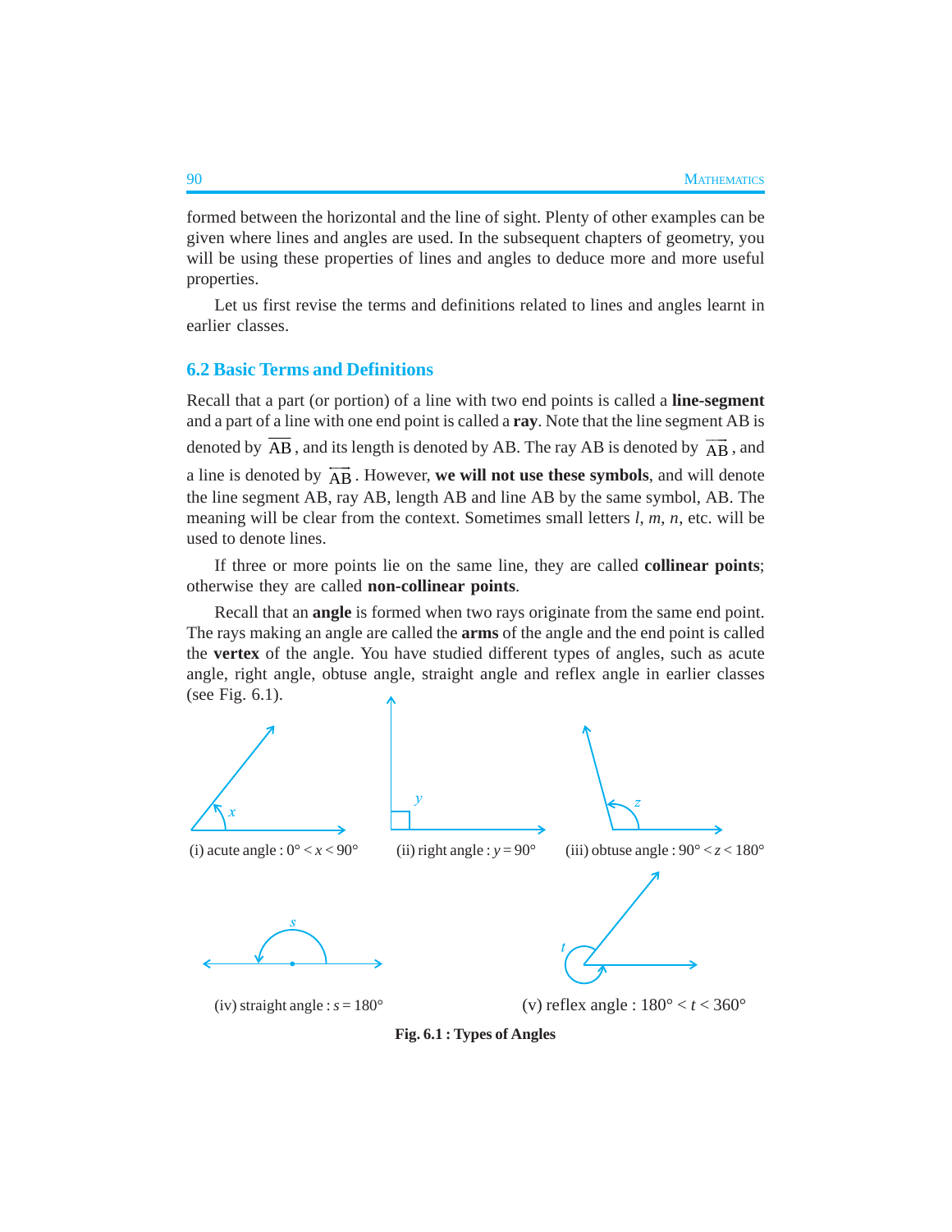formed between the horizontal and the line of sight. Plenty of other examples can be given where lines and angles are used. In the subsequent chapters of geometry, you will be using these properties of lines and angles to deduce more and more useful properties.

Let us first revise the terms and definitions related to lines and angles learnt in earlier classes.

## 6.2 Basic Terms and Definitions

Recall that a part (or portion) of a line with two end points is called a **line-segment** and a part of a line with one end point is called a **ray**. Note that the line segment AB is denoted by $\overline{AB}$, and its length is denoted by AB. The ray AB is denoted by $\overrightarrow{AB}$, and a line is denoted by $\overleftrightarrow{AB}$. However, **we will not use these symbols**, and will denote the line segment AB, ray AB, length AB and line AB by the same symbol, AB. The meaning will be clear from the context. Sometimes small letters $l$, $m$, $n$, etc. will be used to denote lines.

If three or more points lie on the same line, they are called **collinear points**; otherwise they are called **non-collinear points**.

Recall that an **angle** is formed when two rays originate from the same end point. The rays making an angle are called the **arms** of the angle and the end point is called the **vertex** of the angle. You have studied different types of angles, such as acute angle, right angle, obtuse angle, straight angle and reflex angle in earlier classes (see Fig. 6.1).

(i) acute angle : $0° < x < 90°$

(ii) right angle : $y = 90°$

(iii) obtuse angle : $90° < z < 180°$

(iv) straight angle : $s = 180°$

(v) reflex angle : $180° < t < 360°$

**Fig. 6.1 : Types of Angles**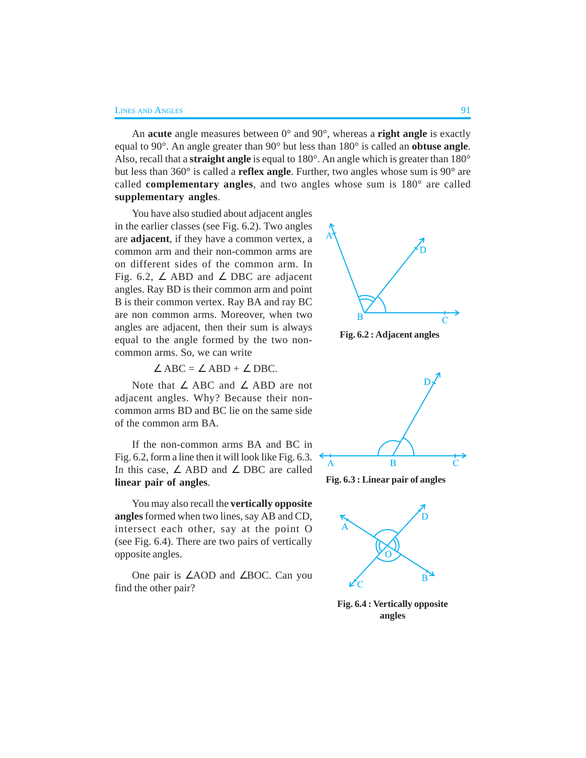An **acute** angle measures between 0° and 90°, whereas a **right angle** is exactly equal to 90°. An angle greater than 90° but less than 180° is called an **obtuse angle**. Also, recall that a **straight angle** is equal to 180°. An angle which is greater than 180° but less than 360° is called a **reflex angle**. Further, two angles whose sum is 90° are called **complementary angles**, and two angles whose sum is 180° are called **supplementary angles**.

You have also studied about adjacent angles in the earlier classes (see Fig. 6.2). Two angles are **adjacent**, if they have a common vertex, a common arm and their non-common arms are on different sides of the common arm. In Fig. 6.2, ∠ ABD and ∠ DBC are adjacent angles. Ray BD is their common arm and point B is their common vertex. Ray BA and ray BC are non common arms. Moreover, when two angles are adjacent, then their sum is always equal to the angle formed by the two non-common arms. So, we can write

**Fig. 6.2 : Adjacent angles**

∠ ABC = ∠ ABD + ∠ DBC.

Note that ∠ ABC and ∠ ABD are not adjacent angles. Why? Because their non-common arms BD and BC lie on the same side of the common arm BA.

If the non-common arms BA and BC in Fig. 6.2, form a line then it will look like Fig. 6.3. In this case, ∠ ABD and ∠ DBC are called **linear pair of angles**.

**Fig. 6.3 : Linear pair of angles**

You may also recall the **vertically opposite angles** formed when two lines, say AB and CD, intersect each other, say at the point O (see Fig. 6.4). There are two pairs of vertically opposite angles.

One pair is ∠AOD and ∠BOC. Can you find the other pair?

**Fig. 6.4 : Vertically opposite angles**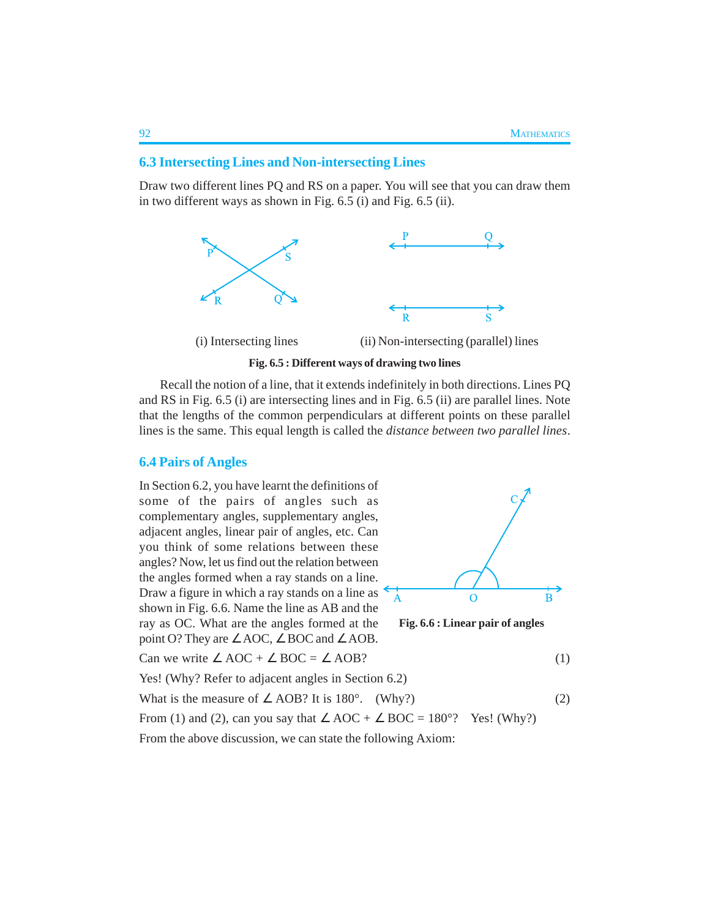## 6.3 Intersecting Lines and Non-intersecting Lines

Draw two different lines PQ and RS on a paper. You will see that you can draw them in two different ways as shown in Fig. 6.5 (i) and Fig. 6.5 (ii).

(i) Intersecting lines (ii) Non-intersecting (parallel) lines

**Fig. 6.5 : Different ways of drawing two lines**

Recall the notion of a line, that it extends indefinitely in both directions. Lines PQ and RS in Fig. 6.5 (i) are intersecting lines and in Fig. 6.5 (ii) are parallel lines. Note that the lengths of the common perpendiculars at different points on these parallel lines is the same. This equal length is called the *distance between two parallel lines*.

## 6.4 Pairs of Angles

In Section 6.2, you have learnt the definitions of some of the pairs of angles such as complementary angles, supplementary angles, adjacent angles, linear pair of angles, etc. Can you think of some relations between these angles? Now, let us find out the relation between the angles formed when a ray stands on a line. Draw a figure in which a ray stands on a line as shown in Fig. 6.6. Name the line as AB and the ray as OC. What are the angles formed at the point O? They are $\angle AOC$, $\angle BOC$ and $\angle AOB$.

**Fig. 6.6 : Linear pair of angles**

Can we write $\angle AOC + \angle BOC = \angle AOB$? (1)

Yes! (Why? Refer to adjacent angles in Section 6.2)

What is the measure of $\angle AOB$? It is 180°. (Why?) (2)

From (1) and (2), can you say that $\angle AOC + \angle BOC = 180°$? Yes! (Why?)

From the above discussion, we can state the following Axiom: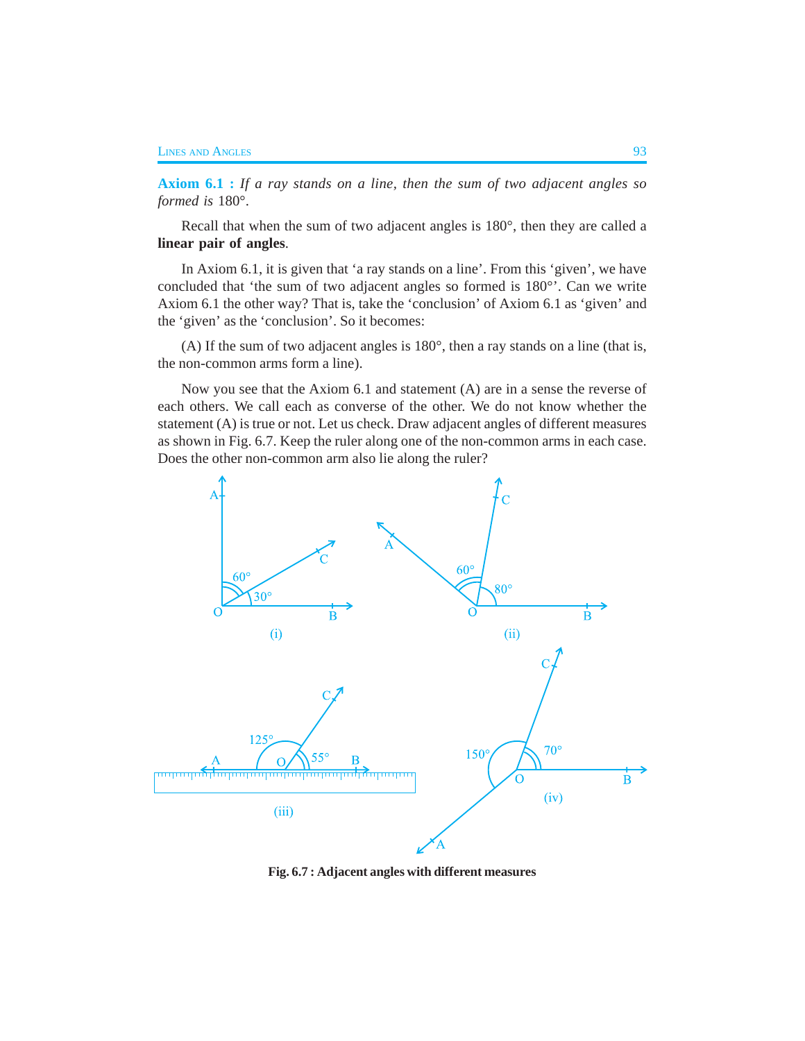**Axiom 6.1 :** *If a ray stands on a line, then the sum of two adjacent angles so formed is* 180°.

Recall that when the sum of two adjacent angles is 180°, then they are called a **linear pair of angles**.

In Axiom 6.1, it is given that 'a ray stands on a line'. From this 'given', we have concluded that 'the sum of two adjacent angles so formed is 180°'. Can we write Axiom 6.1 the other way? That is, take the 'conclusion' of Axiom 6.1 as 'given' and the 'given' as the 'conclusion'. So it becomes:

(A) If the sum of two adjacent angles is 180°, then a ray stands on a line (that is, the non-common arms form a line).

Now you see that the Axiom 6.1 and statement (A) are in a sense the reverse of each others. We call each as converse of the other. We do not know whether the statement (A) is true or not. Let us check. Draw adjacent angles of different measures as shown in Fig. 6.7. Keep the ruler along one of the non-common arms in each case. Does the other non-common arm also lie along the ruler?

**Fig. 6.7 : Adjacent angles with different measures**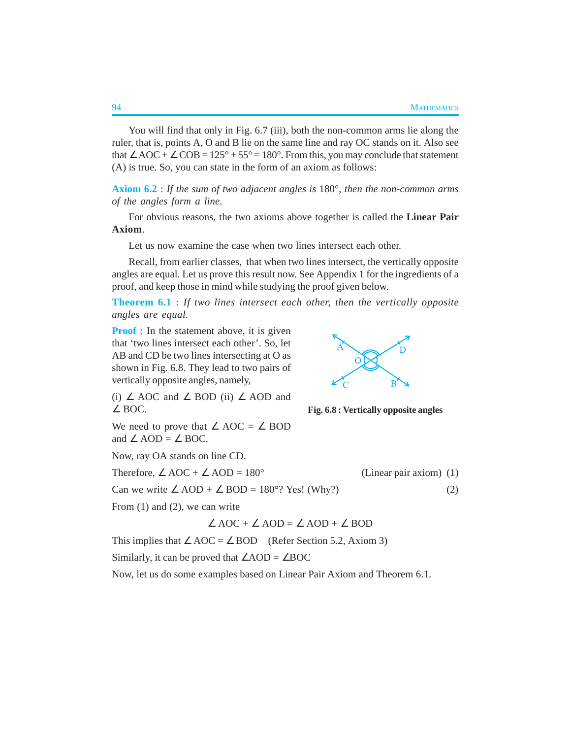You will find that only in Fig. 6.7 (iii), both the non-common arms lie along the ruler, that is, points A, O and B lie on the same line and ray OC stands on it. Also see that $\angle$AOC + $\angle$COB = 125° + 55° = 180°. From this, you may conclude that statement (A) is true. So, you can state in the form of an axiom as follows:

**Axiom 6.2 :** *If the sum of two adjacent angles is* 180°, *then the non-common arms of the angles form a line.*

For obvious reasons, the two axioms above together is called the **Linear Pair Axiom**.

Let us now examine the case when two lines intersect each other.

Recall, from earlier classes, that when two lines intersect, the vertically opposite angles are equal. Let us prove this result now. See Appendix 1 for the ingredients of a proof, and keep those in mind while studying the proof given below.

**Theorem 6.1 :** *If two lines intersect each other, then the vertically opposite angles are equal.*

**Proof :** In the statement above, it is given that 'two lines intersect each other'. So, let AB and CD be two lines intersecting at O as shown in Fig. 6.8. They lead to two pairs of vertically opposite angles, namely,

(i) $\angle$ AOC and $\angle$ BOD (ii) $\angle$ AOD and $\angle$ BOC.

**Fig. 6.8 : Vertically opposite angles**

We need to prove that $\angle$ AOC = $\angle$ BOD and $\angle$ AOD = $\angle$ BOC.

Now, ray OA stands on line CD.

Therefore, $\angle$ AOC + $\angle$ AOD = 180° (Linear pair axiom) (1)

Can we write $\angle$ AOD + $\angle$ BOD = 180°? Yes! (Why?) (2)

From (1) and (2), we can write

$$\angle \text{AOC} + \angle \text{AOD} = \angle \text{AOD} + \angle \text{BOD}$$

This implies that $\angle$ AOC = $\angle$ BOD (Refer Section 5.2, Axiom 3)

Similarly, it can be proved that $\angle$AOD = $\angle$BOC

Now, let us do some examples based on Linear Pair Axiom and Theorem 6.1.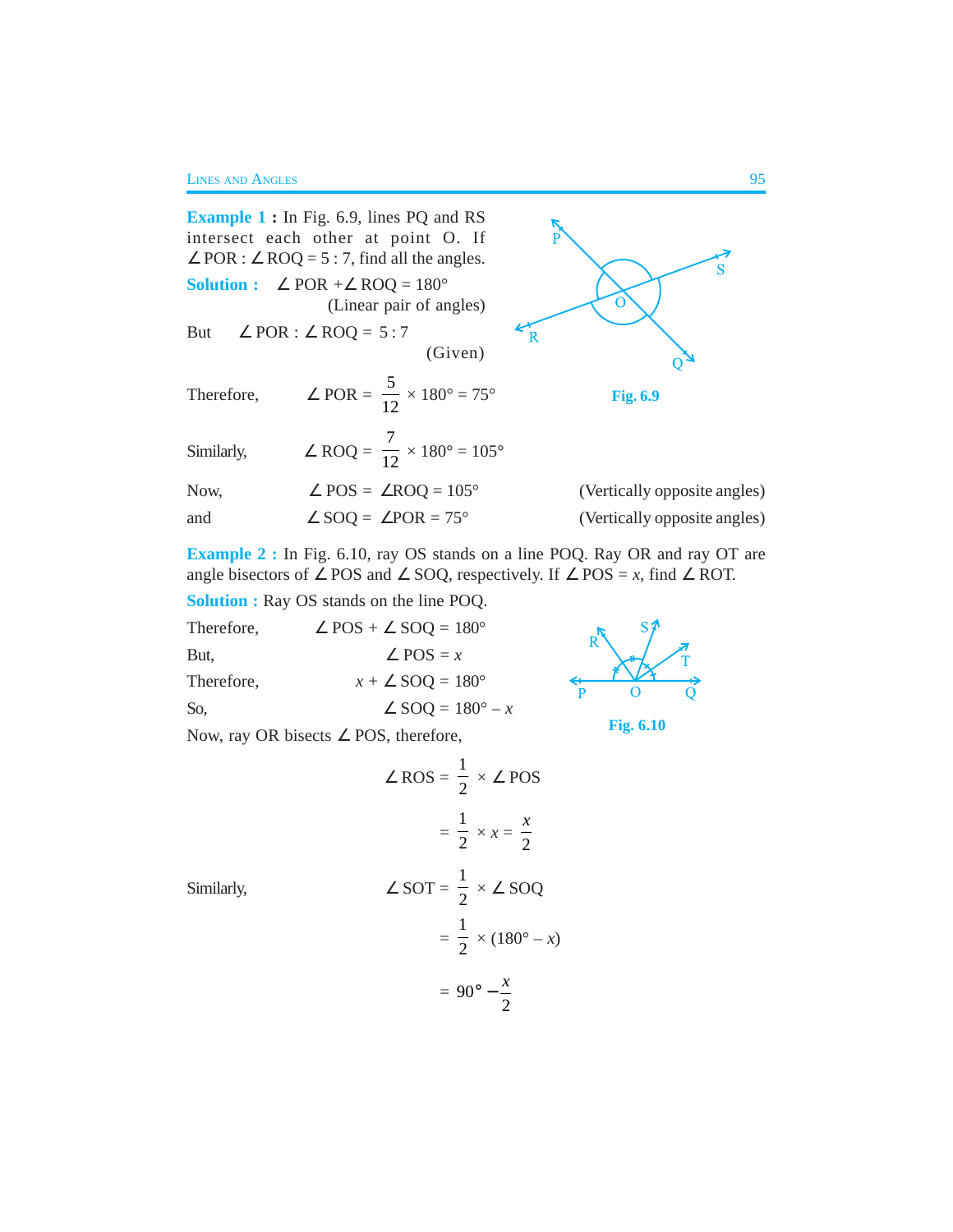**Example 1 :** In Fig. 6.9, lines PQ and RS intersect each other at point O. If $\angle$ POR : $\angle$ ROQ = 5 : 7, find all the angles.

**Solution :** $\angle$ POR + $\angle$ ROQ = 180° (Linear pair of angles)

But $\angle$ POR : $\angle$ ROQ = 5 : 7 (Given)

Therefore, $\angle \text{POR} = \frac{5}{12} \times 180° = 75°$

Similarly, $\angle \text{ROQ} = \frac{7}{12} \times 180° = 105°$

Now, $\angle$ POS = $\angle$ROQ = 105° (Vertically opposite angles)

and $\angle$ SOQ = $\angle$POR = 75° (Vertically opposite angles)

Fig. 6.9

**Example 2 :** In Fig. 6.10, ray OS stands on a line POQ. Ray OR and ray OT are angle bisectors of $\angle$ POS and $\angle$ SOQ, respectively. If $\angle$ POS = $x$, find $\angle$ ROT.

**Solution :** Ray OS stands on the line POQ.

Therefore, $\angle$ POS + $\angle$ SOQ = 180°

But, $\angle$ POS = $x$

Therefore, $x$ + $\angle$ SOQ = 180°

So, $\angle$ SOQ = 180° – $x$

Now, ray OR bisects $\angle$ POS, therefore,

Fig. 6.10

$$\angle \text{ROS} = \frac{1}{2} \times \angle \text{POS}$$

$$= \frac{1}{2} \times x = \frac{x}{2}$$

Similarly,

$$\angle \text{SOT} = \frac{1}{2} \times \angle \text{SOQ}$$

$$= \frac{1}{2} \times (180° - x)$$

$$= 90° - \frac{x}{2}$$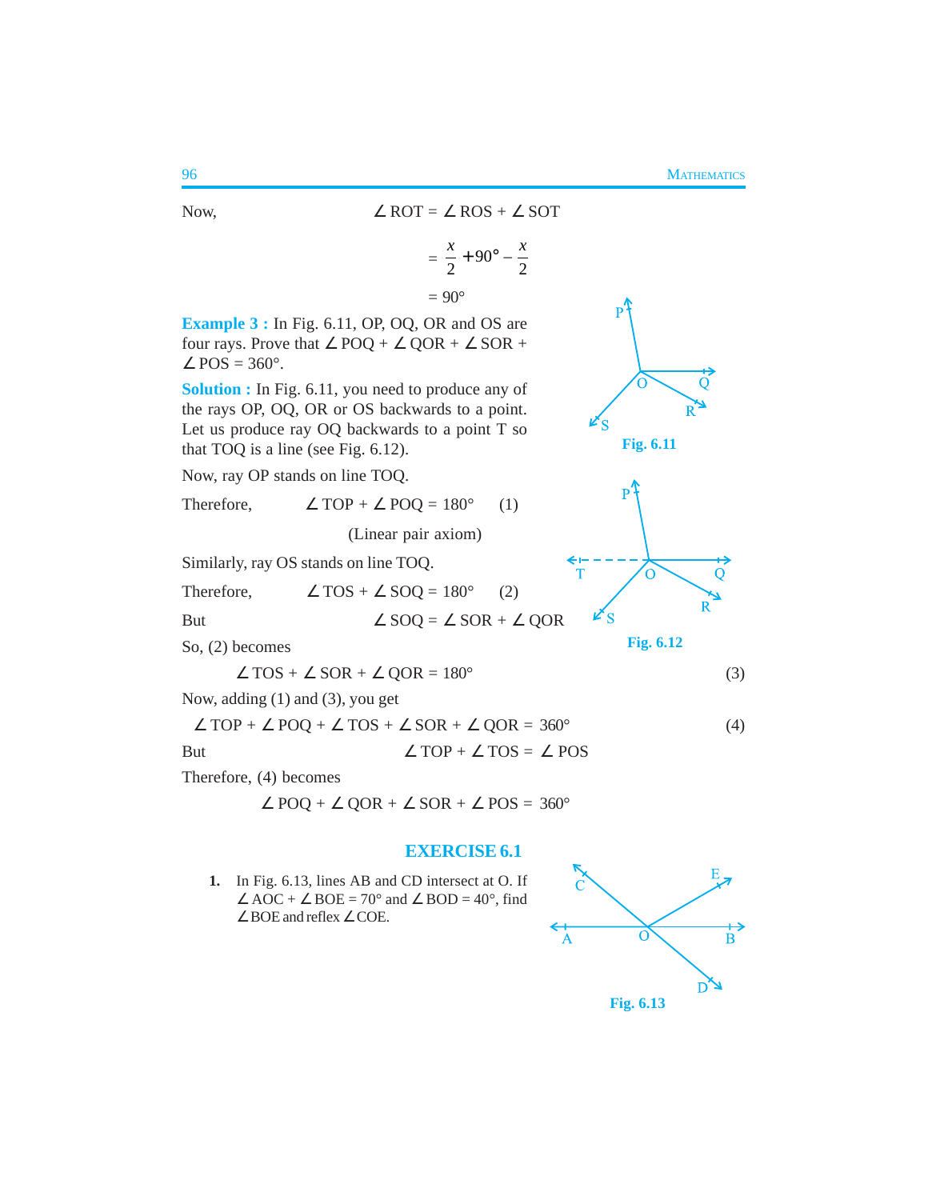Now, $\angle \text{ROT} = \angle \text{ROS} + \angle \text{SOT}$

$$= \frac{x}{2} + 90° - \frac{x}{2}$$

$$= 90°$$

**Example 3 :** In Fig. 6.11, OP, OQ, OR and OS are four rays. Prove that $\angle \text{POQ} + \angle \text{QOR} + \angle \text{SOR} + \angle \text{POS} = 360°$.

Fig. 6.11

**Solution :** In Fig. 6.11, you need to produce any of the rays OP, OQ, OR or OS backwards to a point. Let us produce ray OQ backwards to a point T so that TOQ is a line (see Fig. 6.12).

Now, ray OP stands on line TOQ.

Therefore, $\angle \text{TOP} + \angle \text{POQ} = 180°$ (1)

(Linear pair axiom)

Fig. 6.12

Similarly, ray OS stands on line TOQ.

Therefore, $\angle \text{TOS} + \angle \text{SOQ} = 180°$ (2)

But $\angle \text{SOQ} = \angle \text{SOR} + \angle \text{QOR}$

So, (2) becomes

$$\angle \text{TOS} + \angle \text{SOR} + \angle \text{QOR} = 180° \quad (3)$$

Now, adding (1) and (3), you get

$$\angle \text{TOP} + \angle \text{POQ} + \angle \text{TOS} + \angle \text{SOR} + \angle \text{QOR} = 360° \quad (4)$$

But $\angle \text{TOP} + \angle \text{TOS} = \angle \text{POS}$

Therefore, (4) becomes

$$\angle \text{POQ} + \angle \text{QOR} + \angle \text{SOR} + \angle \text{POS} = 360°$$

## EXERCISE 6.1

1. In Fig. 6.13, lines AB and CD intersect at O. If $\angle \text{AOC} + \angle \text{BOE} = 70°$ and $\angle \text{BOD} = 40°$, find $\angle \text{BOE}$ and reflex $\angle \text{COE}$.

Fig. 6.13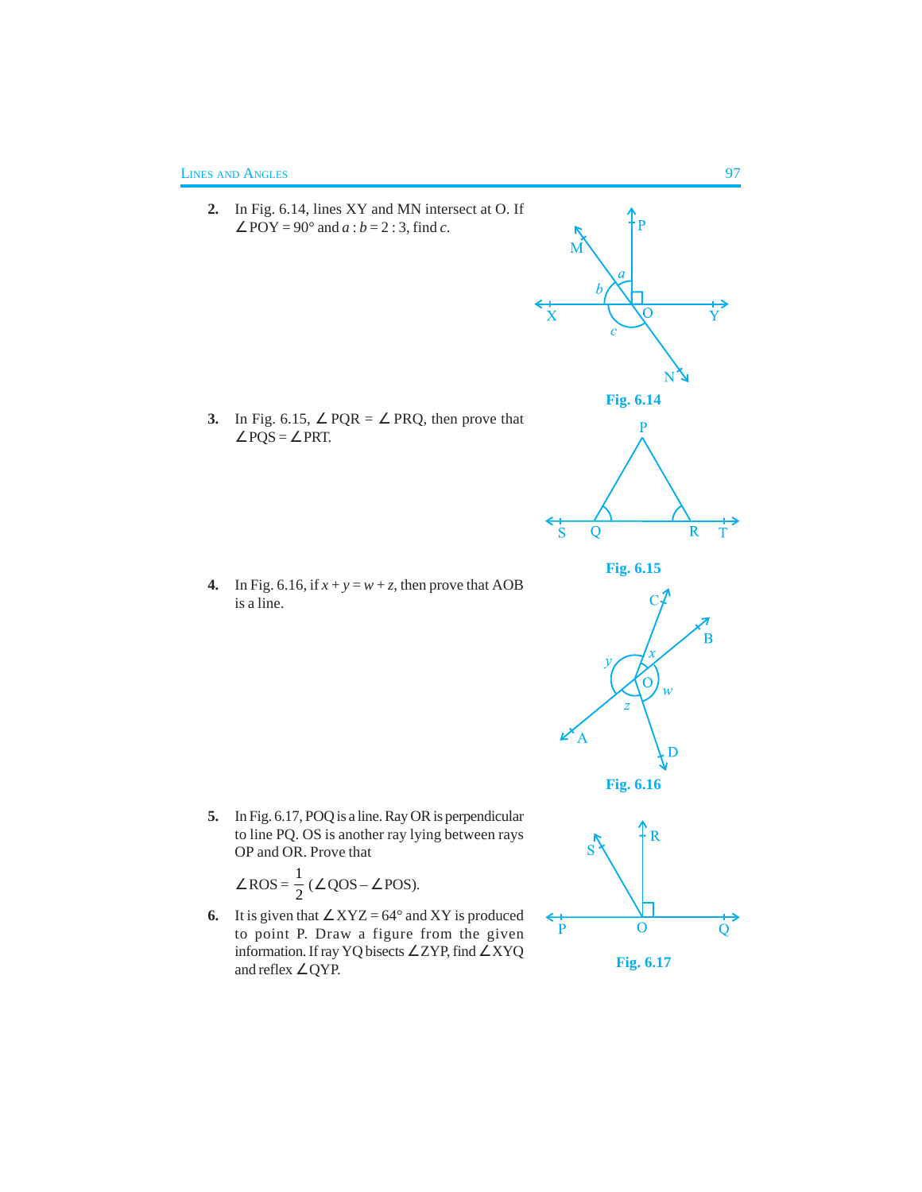2. In Fig. 6.14, lines XY and MN intersect at O. If $\angle$POY = 90° and $a : b = 2 : 3$, find $c$.

Fig. 6.14

3. In Fig. 6.15, $\angle$PQR = $\angle$PRQ, then prove that $\angle$PQS = $\angle$PRT.

Fig. 6.15

4. In Fig. 6.16, if $x + y = w + z$, then prove that AOB is a line.

Fig. 6.16

5. In Fig. 6.17, POQ is a line. Ray OR is perpendicular to line PQ. OS is another ray lying between rays OP and OR. Prove that

$$\angle \text{ROS} = \frac{1}{2}(\angle \text{QOS} - \angle \text{POS}).$$

6. It is given that $\angle$XYZ = 64° and XY is produced to point P. Draw a figure from the given information. If ray YQ bisects $\angle$ZYP, find $\angle$XYQ and reflex $\angle$QYP.

Fig. 6.17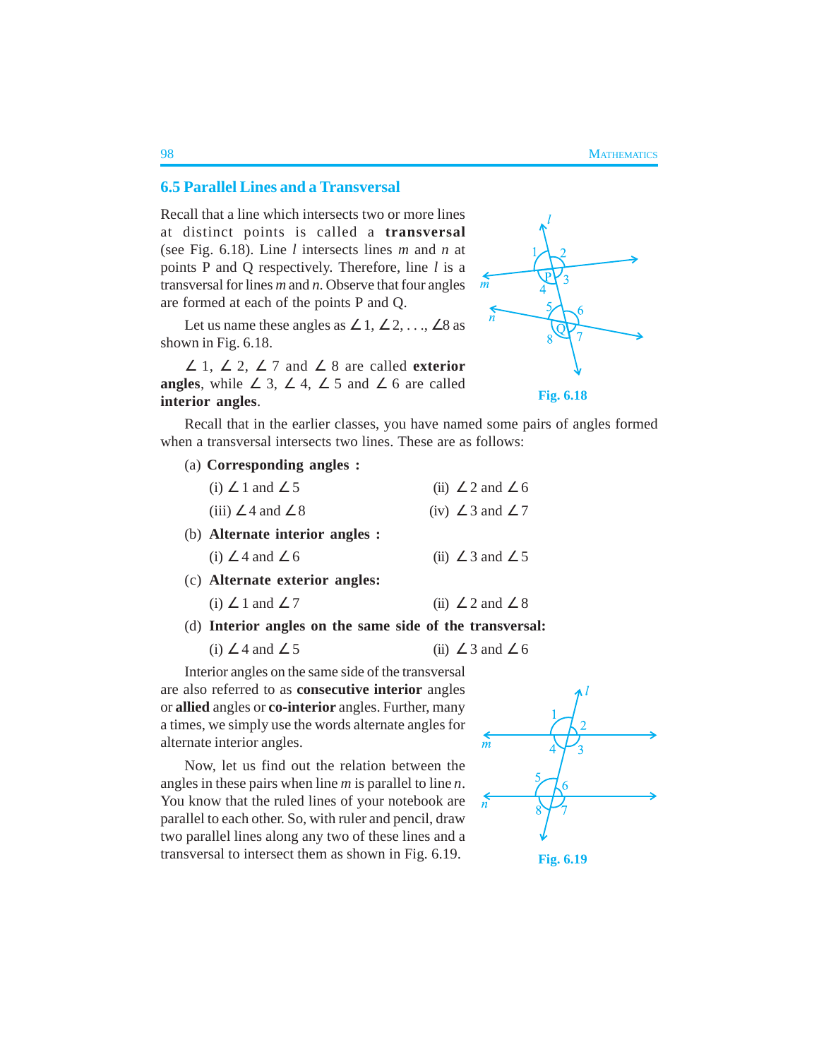## 6.5 Parallel Lines and a Transversal

Recall that a line which intersects two or more lines at distinct points is called a **transversal** (see Fig. 6.18). Line $l$ intersects lines $m$ and $n$ at points P and Q respectively. Therefore, line $l$ is a transversal for lines $m$ and $n$. Observe that four angles are formed at each of the points P and Q.

Let us name these angles as $\angle 1, \angle 2, \ldots, \angle 8$ as shown in Fig. 6.18.

$\angle 1$, $\angle 2$, $\angle 7$ and $\angle 8$ are called **exterior angles**, while $\angle 3$, $\angle 4$, $\angle 5$ and $\angle 6$ are called **interior angles**.

Fig. 6.18

Recall that in the earlier classes, you have named some pairs of angles formed when a transversal intersects two lines. These are as follows:

(a) **Corresponding angles :**

(i) $\angle 1$ and $\angle 5$ (ii) $\angle 2$ and $\angle 6$

(iii) $\angle 4$ and $\angle 8$ (iv) $\angle 3$ and $\angle 7$

(b) **Alternate interior angles :**

(i) $\angle 4$ and $\angle 6$ (ii) $\angle 3$ and $\angle 5$

(c) **Alternate exterior angles:**

(i) $\angle 1$ and $\angle 7$ (ii) $\angle 2$ and $\angle 8$

(d) **Interior angles on the same side of the transversal:**

(i) $\angle 4$ and $\angle 5$ (ii) $\angle 3$ and $\angle 6$

Interior angles on the same side of the transversal are also referred to as **consecutive interior** angles or **allied** angles or **co-interior** angles. Further, many a times, we simply use the words alternate angles for alternate interior angles.

Now, let us find out the relation between the angles in these pairs when line $m$ is parallel to line $n$. You know that the ruled lines of your notebook are parallel to each other. So, with ruler and pencil, draw two parallel lines along any two of these lines and a transversal to intersect them as shown in Fig. 6.19.

Fig. 6.19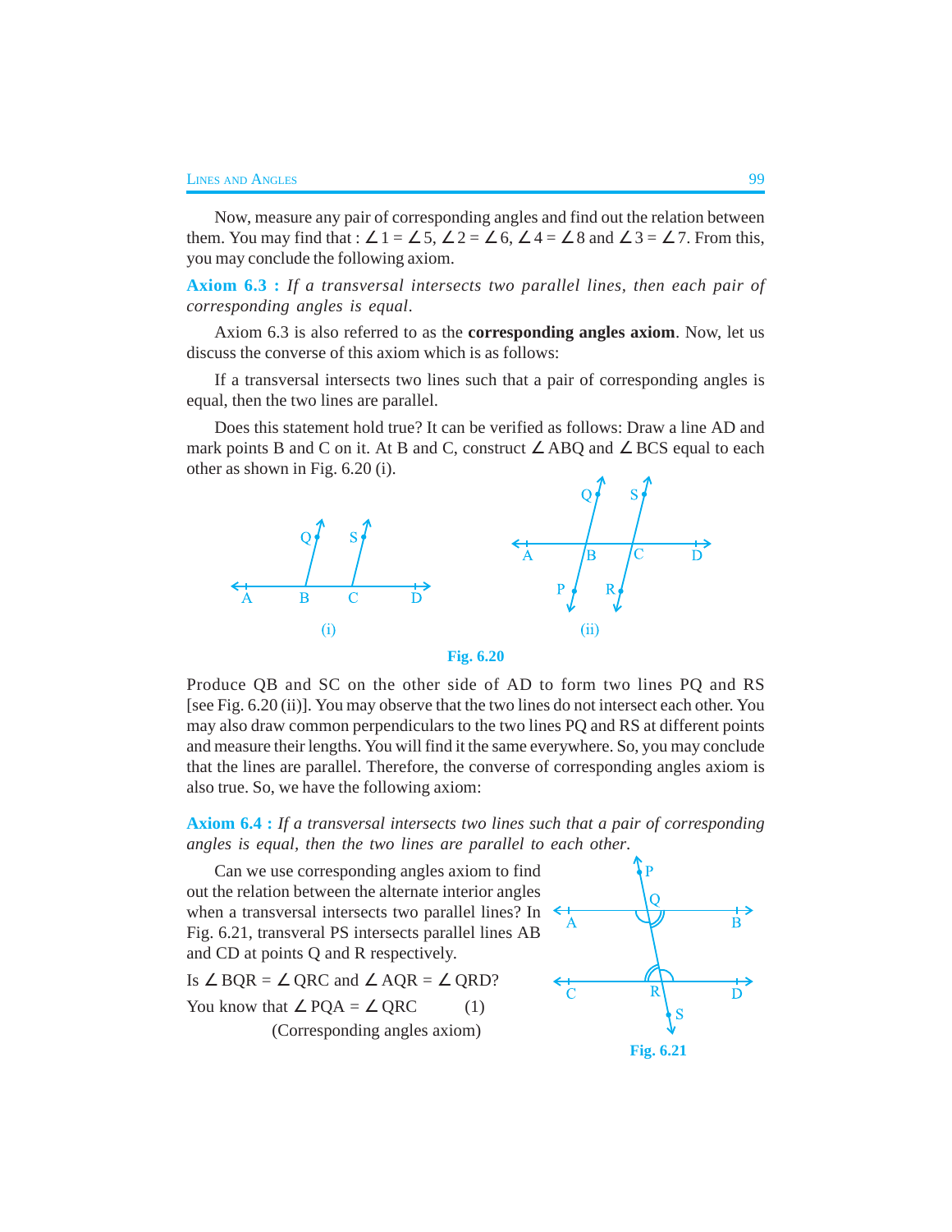Now, measure any pair of corresponding angles and find out the relation between them. You may find that : $\angle 1 = \angle 5$, $\angle 2 = \angle 6$, $\angle 4 = \angle 8$ and $\angle 3 = \angle 7$. From this, you may conclude the following axiom.

**Axiom 6.3 :** *If a transversal intersects two parallel lines, then each pair of corresponding angles is equal.*

Axiom 6.3 is also referred to as the **corresponding angles axiom**. Now, let us discuss the converse of this axiom which is as follows:

If a transversal intersects two lines such that a pair of corresponding angles is equal, then the two lines are parallel.

Does this statement hold true? It can be verified as follows: Draw a line AD and mark points B and C on it. At B and C, construct $\angle$ ABQ and $\angle$ BCS equal to each other as shown in Fig. 6.20 (i).

(i) (ii)

Fig. 6.20

Produce QB and SC on the other side of AD to form two lines PQ and RS [see Fig. 6.20 (ii)]. You may observe that the two lines do not intersect each other. You may also draw common perpendiculars to the two lines PQ and RS at different points and measure their lengths. You will find it the same everywhere. So, you may conclude that the lines are parallel. Therefore, the converse of corresponding angles axiom is also true. So, we have the following axiom:

**Axiom 6.4 :** *If a transversal intersects two lines such that a pair of corresponding angles is equal, then the two lines are parallel to each other.*

Can we use corresponding angles axiom to find out the relation between the alternate interior angles when a transversal intersects two parallel lines? In Fig. 6.21, transveral PS intersects parallel lines AB and CD at points Q and R respectively.

Is $\angle$ BQR = $\angle$ QRC and $\angle$ AQR = $\angle$ QRD?

You know that $\angle$ PQA = $\angle$ QRC (1)

(Corresponding angles axiom)

Fig. 6.21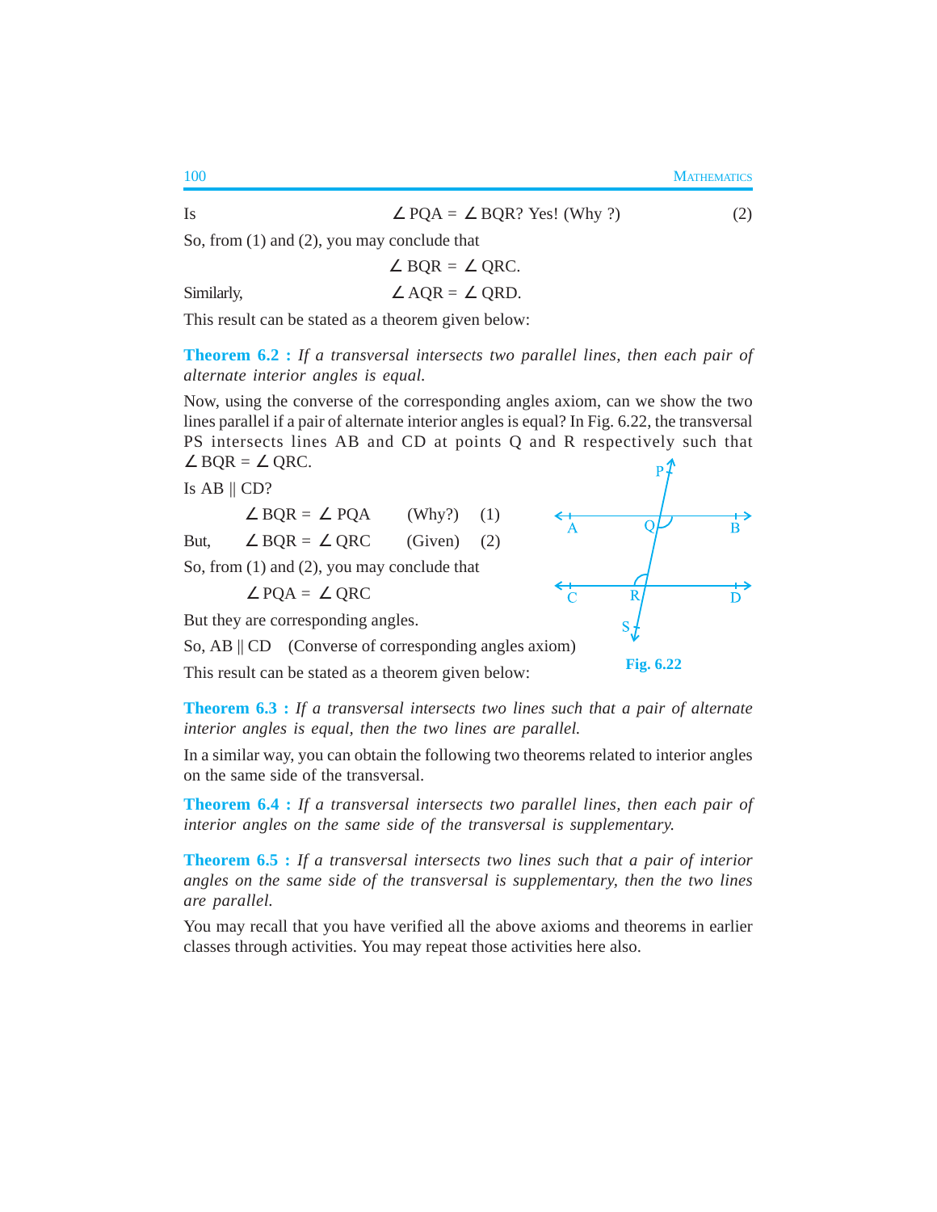Is $\angle$ PQA = $\angle$ BQR? Yes! (Why ?) (2)

So, from (1) and (2), you may conclude that

$$\angle \text{BQR} = \angle \text{QRC}.$$

Similarly, $\angle$ AQR = $\angle$ QRD.

This result can be stated as a theorem given below:

**Theorem 6.2 :** *If a transversal intersects two parallel lines, then each pair of alternate interior angles is equal.*

Now, using the converse of the corresponding angles axiom, can we show the two lines parallel if a pair of alternate interior angles is equal? In Fig. 6.22, the transversal PS intersects lines AB and CD at points Q and R respectively such that $\angle$ BQR = $\angle$ QRC.

Is AB || CD?

$\angle$ BQR = $\angle$ PQA (Why?) (1)

But, $\angle$ BQR = $\angle$ QRC (Given) (2)

So, from (1) and (2), you may conclude that

$\angle$ PQA = $\angle$ QRC

But they are corresponding angles.

So, AB || CD (Converse of corresponding angles axiom)

Fig. 6.22

This result can be stated as a theorem given below:

**Theorem 6.3 :** *If a transversal intersects two lines such that a pair of alternate interior angles is equal, then the two lines are parallel.*

In a similar way, you can obtain the following two theorems related to interior angles on the same side of the transversal.

**Theorem 6.4 :** *If a transversal intersects two parallel lines, then each pair of interior angles on the same side of the transversal is supplementary.*

**Theorem 6.5 :** *If a transversal intersects two lines such that a pair of interior angles on the same side of the transversal is supplementary, then the two lines are parallel.*

You may recall that you have verified all the above axioms and theorems in earlier classes through activities. You may repeat those activities here also.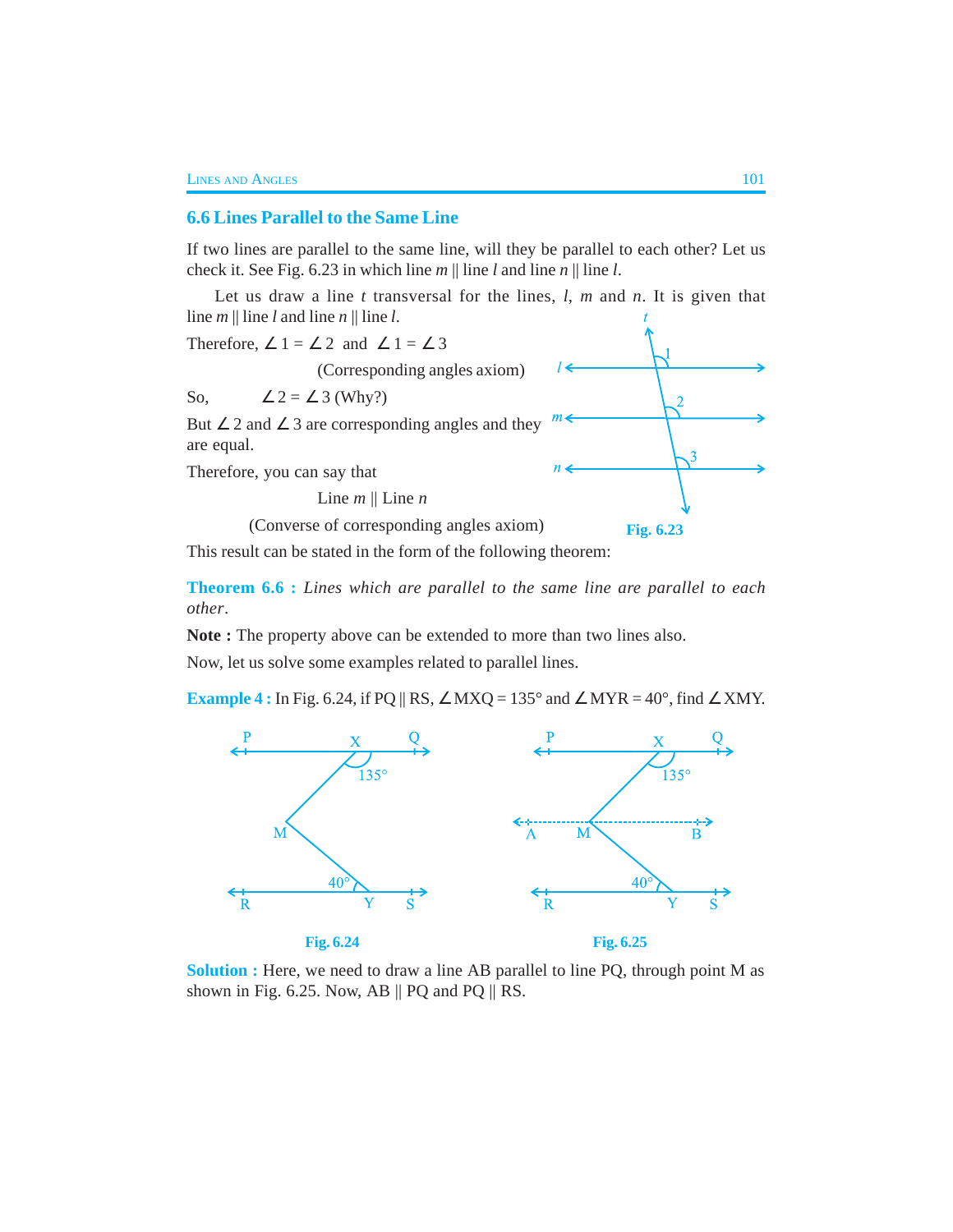## 6.6 Lines Parallel to the Same Line

If two lines are parallel to the same line, will they be parallel to each other? Let us check it. See Fig. 6.23 in which line $m$ || line $l$ and line $n$ || line $l$.

Let us draw a line $t$ transversal for the lines, $l$, $m$ and $n$. It is given that line $m$ || line $l$ and line $n$ || line $l$.

Therefore, $\angle 1 = \angle 2$ and $\angle 1 = \angle 3$

(Corresponding angles axiom)

So, $\angle 2 = \angle 3$ (Why?)

But $\angle 2$ and $\angle 3$ are corresponding angles and they are equal.

Therefore, you can say that

Line $m$ || Line $n$

(Converse of corresponding angles axiom)

Fig. 6.23

This result can be stated in the form of the following theorem:

**Theorem 6.6 :** *Lines which are parallel to the same line are parallel to each other*.

**Note :** The property above can be extended to more than two lines also.

Now, let us solve some examples related to parallel lines.

**Example 4 :** In Fig. 6.24, if PQ || RS, $\angle$MXQ = 135° and $\angle$MYR = 40°, find $\angle$XMY.

Fig. 6.24

Fig. 6.25

**Solution :** Here, we need to draw a line AB parallel to line PQ, through point M as shown in Fig. 6.25. Now, AB || PQ and PQ || RS.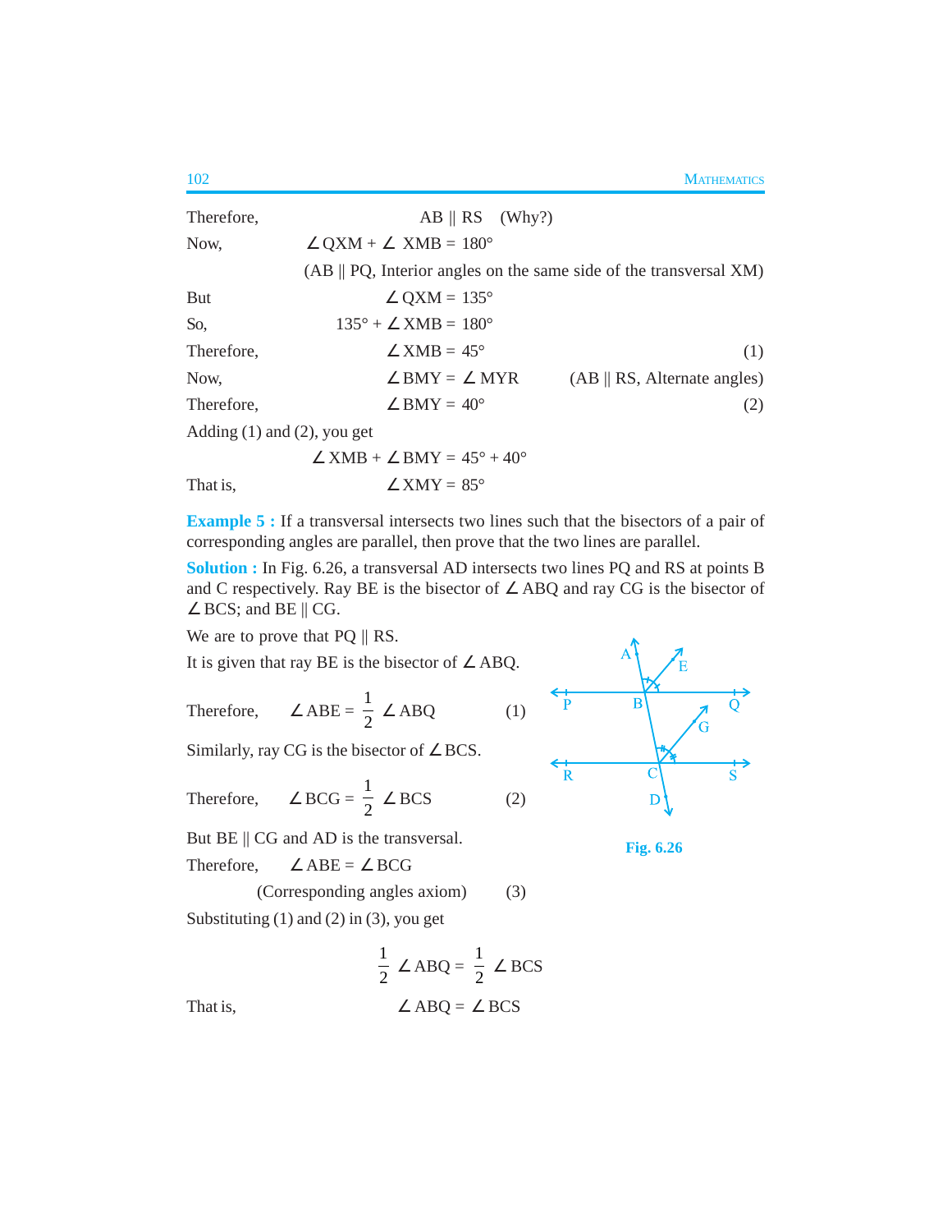Therefore, AB || RS (Why?)

Now, $\angle QXM + \angle XMB = 180°$

(AB || PQ, Interior angles on the same side of the transversal XM)

But $\angle QXM = 135°$

So, $135° + \angle XMB = 180°$

Therefore, $\angle XMB = 45°$ (1)

Now, $\angle BMY = \angle MYR$ (AB || RS, Alternate angles)

Therefore, $\angle BMY = 40°$ (2)

Adding (1) and (2), you get

$$\angle XMB + \angle BMY = 45° + 40°$$

That is, $\angle XMY = 85°$

**Example 5 :** If a transversal intersects two lines such that the bisectors of a pair of corresponding angles are parallel, then prove that the two lines are parallel.

**Solution :** In Fig. 6.26, a transversal AD intersects two lines PQ and RS at points B and C respectively. Ray BE is the bisector of $\angle ABQ$ and ray CG is the bisector of $\angle BCS$; and BE || CG.

We are to prove that PQ || RS.

It is given that ray BE is the bisector of $\angle ABQ$.

Therefore, $\angle ABE = \frac{1}{2} \angle ABQ$ (1)

Similarly, ray CG is the bisector of $\angle BCS$.

Therefore, $\angle BCG = \frac{1}{2} \angle BCS$ (2)

Fig. 6.26

But BE || CG and AD is the transversal.

Therefore, $\angle ABE = \angle BCG$

(Corresponding angles axiom) (3)

Substituting (1) and (2) in (3), you get

$$\frac{1}{2} \angle ABQ = \frac{1}{2} \angle BCS$$

That is, $\angle ABQ = \angle BCS$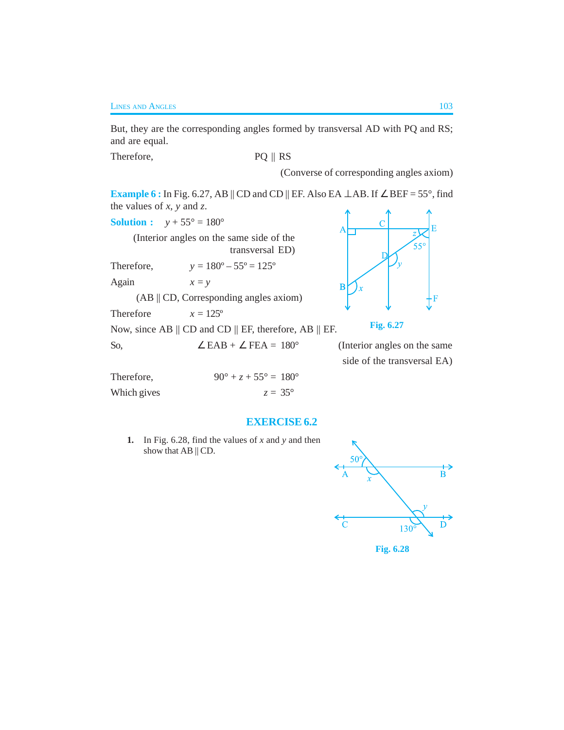But, they are the corresponding angles formed by transversal AD with PQ and RS; and are equal.

Therefore, PQ || RS

(Converse of corresponding angles axiom)

**Example 6 :** In Fig. 6.27, AB || CD and CD || EF. Also EA ⊥ AB. If ∠ BEF = 55°, find the values of $x$, $y$ and $z$.

**Solution :** $y + 55° = 180°$

(Interior angles on the same side of the transversal ED)

Therefore, $y = 180° – 55° = 125°$

Again $x = y$

(AB || CD, Corresponding angles axiom)

Therefore $x = 125°$

Fig. 6.27

Now, since AB || CD and CD || EF, therefore, AB || EF.

So, $\angle EAB + \angle FEA = 180°$ (Interior angles on the same side of the transversal EA)

Therefore, $90° + z + 55° = 180°$

Which gives $z = 35°$

## EXERCISE 6.2

1. In Fig. 6.28, find the values of $x$ and $y$ and then show that AB || CD.

Fig. 6.28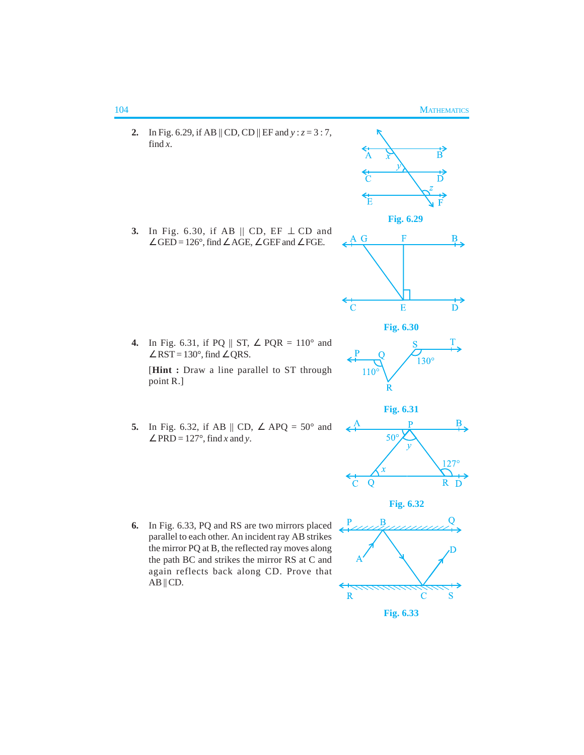2. In Fig. 6.29, if AB || CD, CD || EF and $y : z = 3 : 7$, find $x$.

Fig. 6.29

3. In Fig. 6.30, if AB || CD, EF ⊥ CD and ∠GED = 126°, find ∠AGE, ∠GEF and ∠FGE.

Fig. 6.30

4. In Fig. 6.31, if PQ || ST, ∠ PQR = 110° and ∠RST = 130°, find ∠QRS.

   [**Hint :** Draw a line parallel to ST through point R.]

Fig. 6.31

5. In Fig. 6.32, if AB || CD, ∠ APQ = 50° and ∠PRD = 127°, find $x$ and $y$.

Fig. 6.32

6. In Fig. 6.33, PQ and RS are two mirrors placed parallel to each other. An incident ray AB strikes the mirror PQ at B, the reflected ray moves along the path BC and strikes the mirror RS at C and again reflects back along CD. Prove that AB || CD.

Fig. 6.33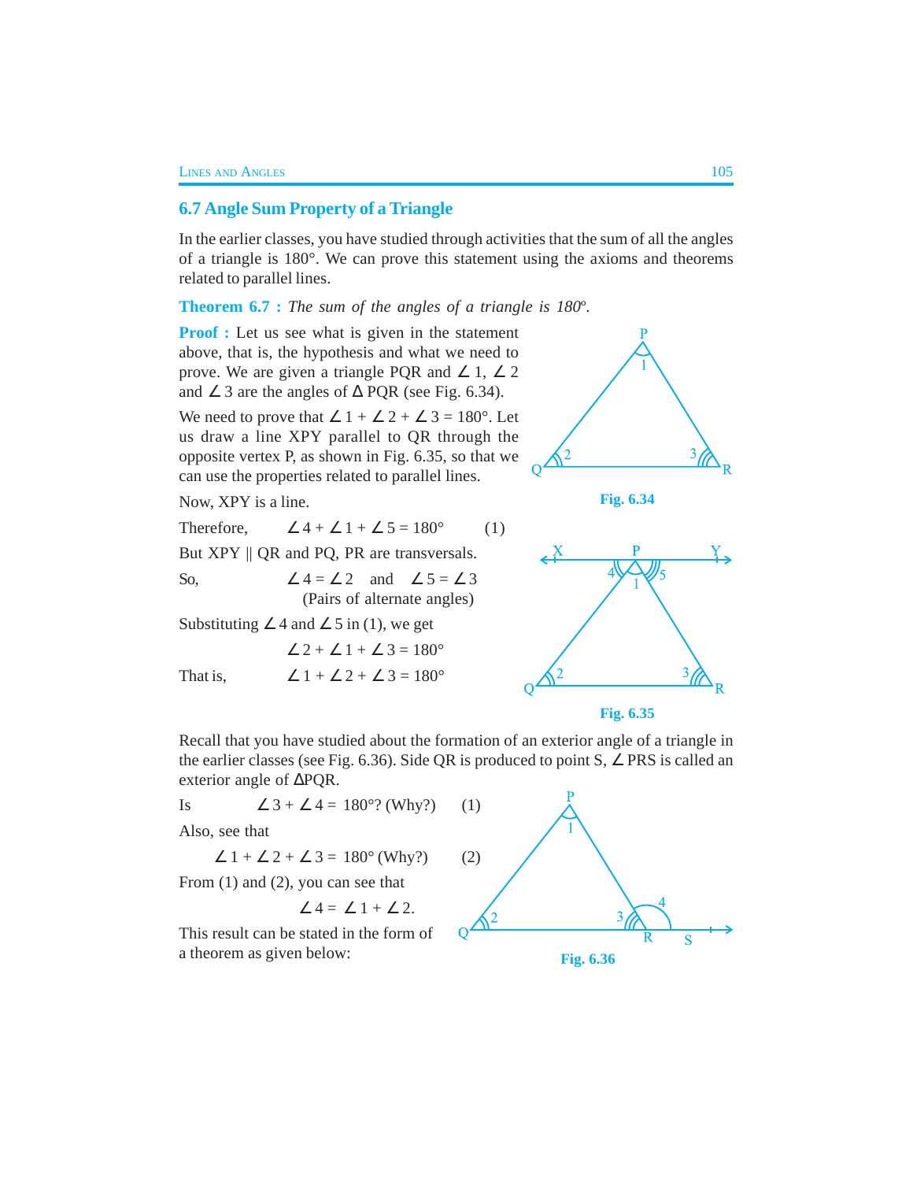## 6.7 Angle Sum Property of a Triangle

In the earlier classes, you have studied through activities that the sum of all the angles of a triangle is 180°. We can prove this statement using the axioms and theorems related to parallel lines.

**Theorem 6.7 :** *The sum of the angles of a triangle is 180º.*

**Proof :** Let us see what is given in the statement above, that is, the hypothesis and what we need to prove. We are given a triangle PQR and ∠ 1, ∠ 2 and ∠ 3 are the angles of Δ PQR (see Fig. 6.34).

Fig. 6.34

We need to prove that ∠ 1 + ∠ 2 + ∠ 3 = 180°. Let us draw a line XPY parallel to QR through the opposite vertex P, as shown in Fig. 6.35, so that we can use the properties related to parallel lines.

Now, XPY is a line.

Therefore, ∠ 4 + ∠ 1 + ∠ 5 = 180° (1)

But XPY || QR and PQ, PR are transversals.

So, ∠ 4 = ∠ 2 and ∠ 5 = ∠ 3
(Pairs of alternate angles)

Substituting ∠ 4 and ∠ 5 in (1), we get

∠ 2 + ∠ 1 + ∠ 3 = 180°

That is, ∠ 1 + ∠ 2 + ∠ 3 = 180°

Fig. 6.35

Recall that you have studied about the formation of an exterior angle of a triangle in the earlier classes (see Fig. 6.36). Side QR is produced to point S, ∠ PRS is called an exterior angle of ΔPQR.

Is ∠ 3 + ∠ 4 = 180°? (Why?) (1)

Also, see that

∠ 1 + ∠ 2 + ∠ 3 = 180° (Why?) (2)

From (1) and (2), you can see that

∠ 4 = ∠ 1 + ∠ 2.

This result can be stated in the form of a theorem as given below:

Fig. 6.36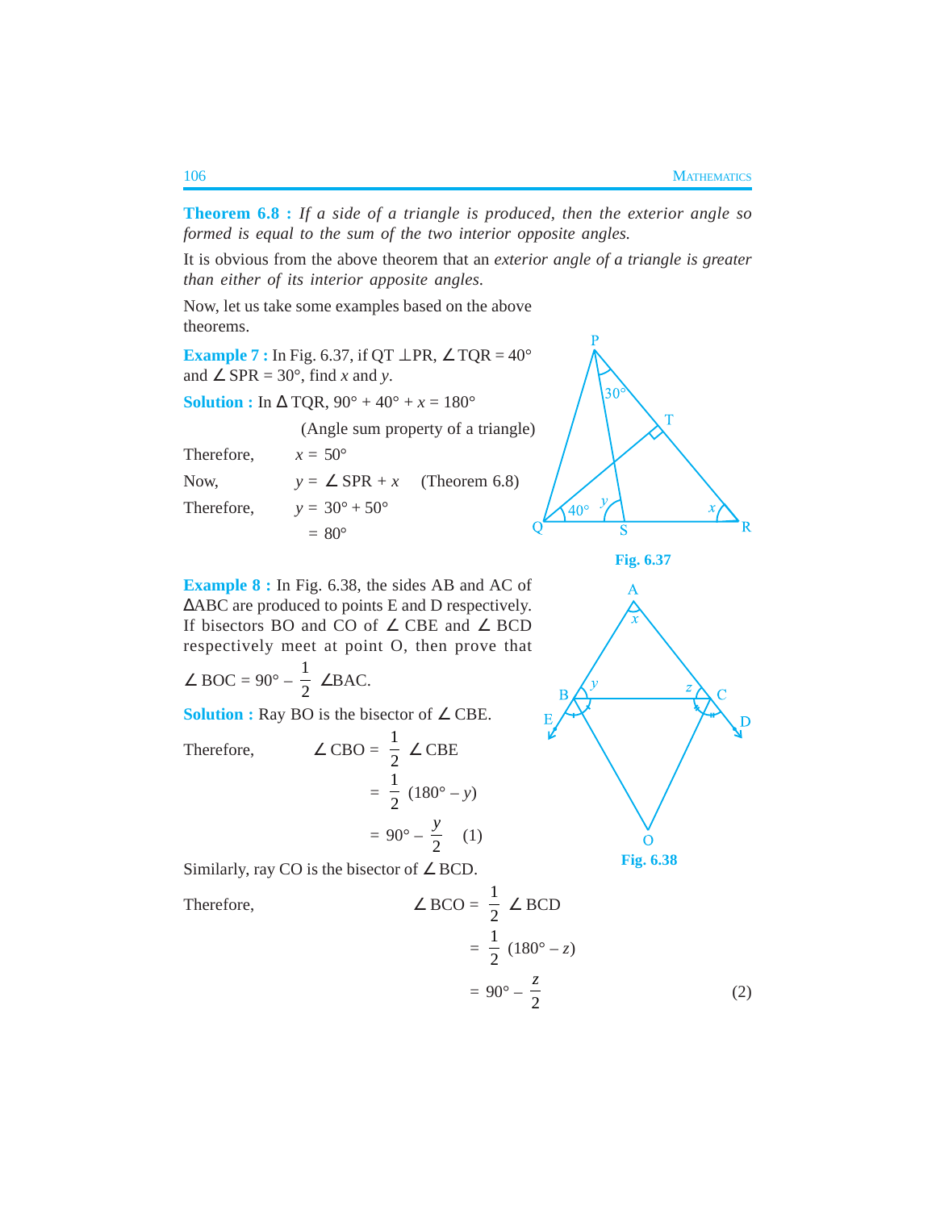**Theorem 6.8 :** *If a side of a triangle is produced, then the exterior angle so formed is equal to the sum of the two interior opposite angles.*

It is obvious from the above theorem that an *exterior angle of a triangle is greater than either of its interior apposite angles.*

Now, let us take some examples based on the above theorems.

**Example 7 :** In Fig. 6.37, if QT ⊥PR, ∠ TQR = 40° and ∠ SPR = 30°, find $x$ and $y$.

**Solution :** In Δ TQR, 90° + 40° + $x$ = 180°

(Angle sum property of a triangle)

Therefore, $x$ = 50°

Now, $y$ = ∠ SPR + $x$ (Theorem 6.8)

Therefore, $y$ = 30° + 50°

= 80°

Fig. 6.37

**Example 8 :** In Fig. 6.38, the sides AB and AC of ΔABC are produced to points E and D respectively. If bisectors BO and CO of ∠ CBE and ∠ BCD respectively meet at point O, then prove that

$$\angle \text{BOC} = 90° - \frac{1}{2} \angle \text{BAC}.$$

**Solution :** Ray BO is the bisector of ∠ CBE.

Therefore,
$$\angle \text{CBO} = \frac{1}{2} \angle \text{CBE}$$
$$= \frac{1}{2}(180° - y)$$
$$= 90° - \frac{y}{2} \quad (1)$$

Fig. 6.38

Similarly, ray CO is the bisector of ∠ BCD.

Therefore,
$$\angle \text{BCO} = \frac{1}{2} \angle \text{BCD}$$
$$= \frac{1}{2}(180° - z)$$
$$= 90° - \frac{z}{2} \quad (2)$$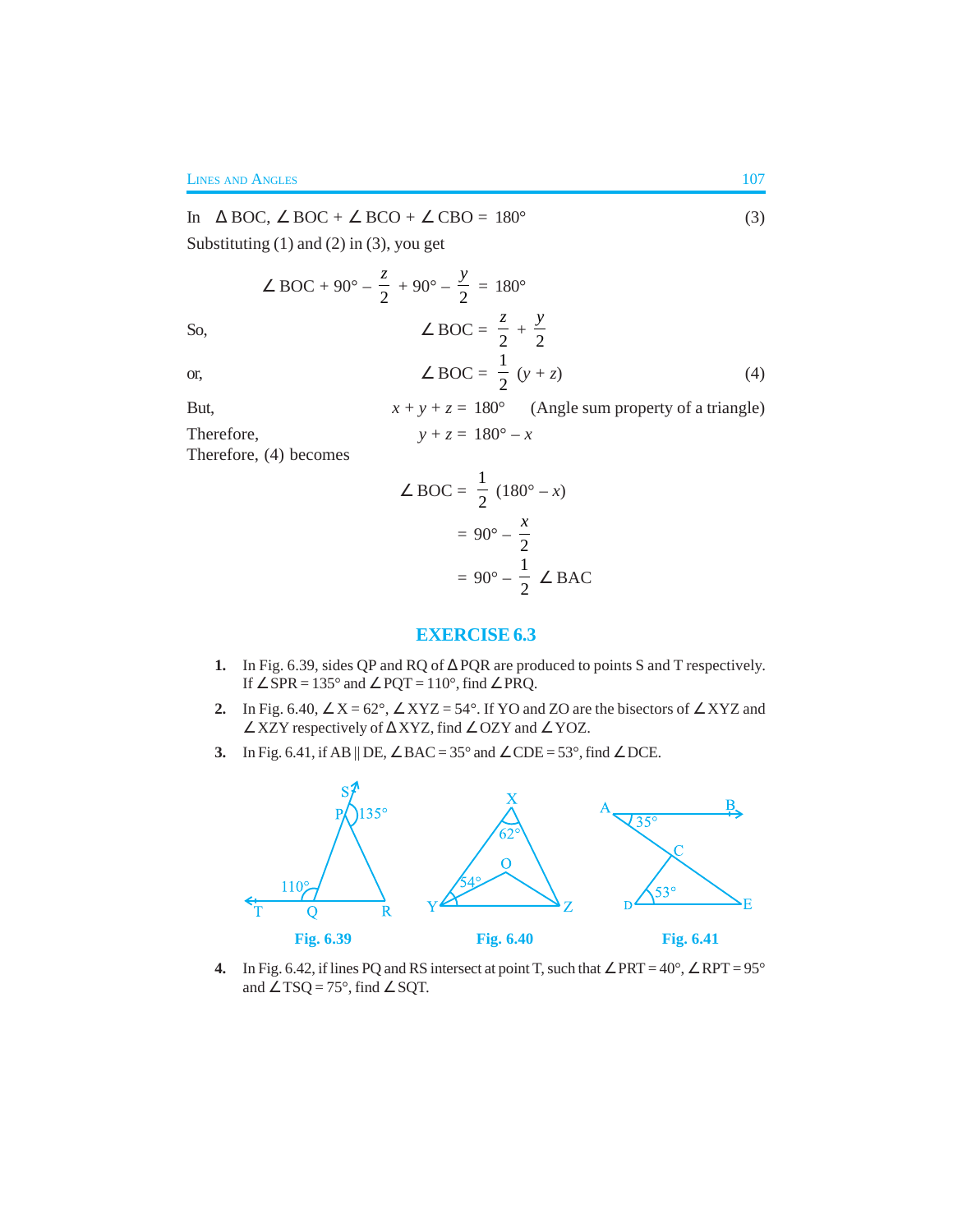In $\Delta$ BOC, $\angle$ BOC + $\angle$ BCO + $\angle$ CBO = 180° (3)

Substituting (1) and (2) in (3), you get

$$\angle \text{BOC} + 90° - \frac{z}{2} + 90° - \frac{y}{2} = 180°$$

So,

$$\angle \text{BOC} = \frac{z}{2} + \frac{y}{2}$$

or,

$$\angle \text{BOC} = \frac{1}{2}(y + z) \quad (4)$$

But, $x + y + z = 180°$ (Angle sum property of a triangle)

Therefore, $y + z = 180° - x$

Therefore, (4) becomes

$$\angle \text{BOC} = \frac{1}{2}(180° - x)$$

$$= 90° - \frac{x}{2}$$

$$= 90° - \frac{1}{2}\angle \text{BAC}$$

## EXERCISE 6.3

1. In Fig. 6.39, sides QP and RQ of $\Delta$ PQR are produced to points S and T respectively. If $\angle$ SPR = 135° and $\angle$ PQT = 110°, find $\angle$ PRQ.

2. In Fig. 6.40, $\angle$ X = 62°, $\angle$ XYZ = 54°. If YO and ZO are the bisectors of $\angle$ XYZ and $\angle$ XZY respectively of $\Delta$ XYZ, find $\angle$ OZY and $\angle$ YOZ.

3. In Fig. 6.41, if AB || DE, $\angle$ BAC = 35° and $\angle$ CDE = 53°, find $\angle$ DCE.

Fig. 6.39

Fig. 6.40

Fig. 6.41

4. In Fig. 6.42, if lines PQ and RS intersect at point T, such that $\angle$ PRT = 40°, $\angle$ RPT = 95° and $\angle$ TSQ = 75°, find $\angle$ SQT.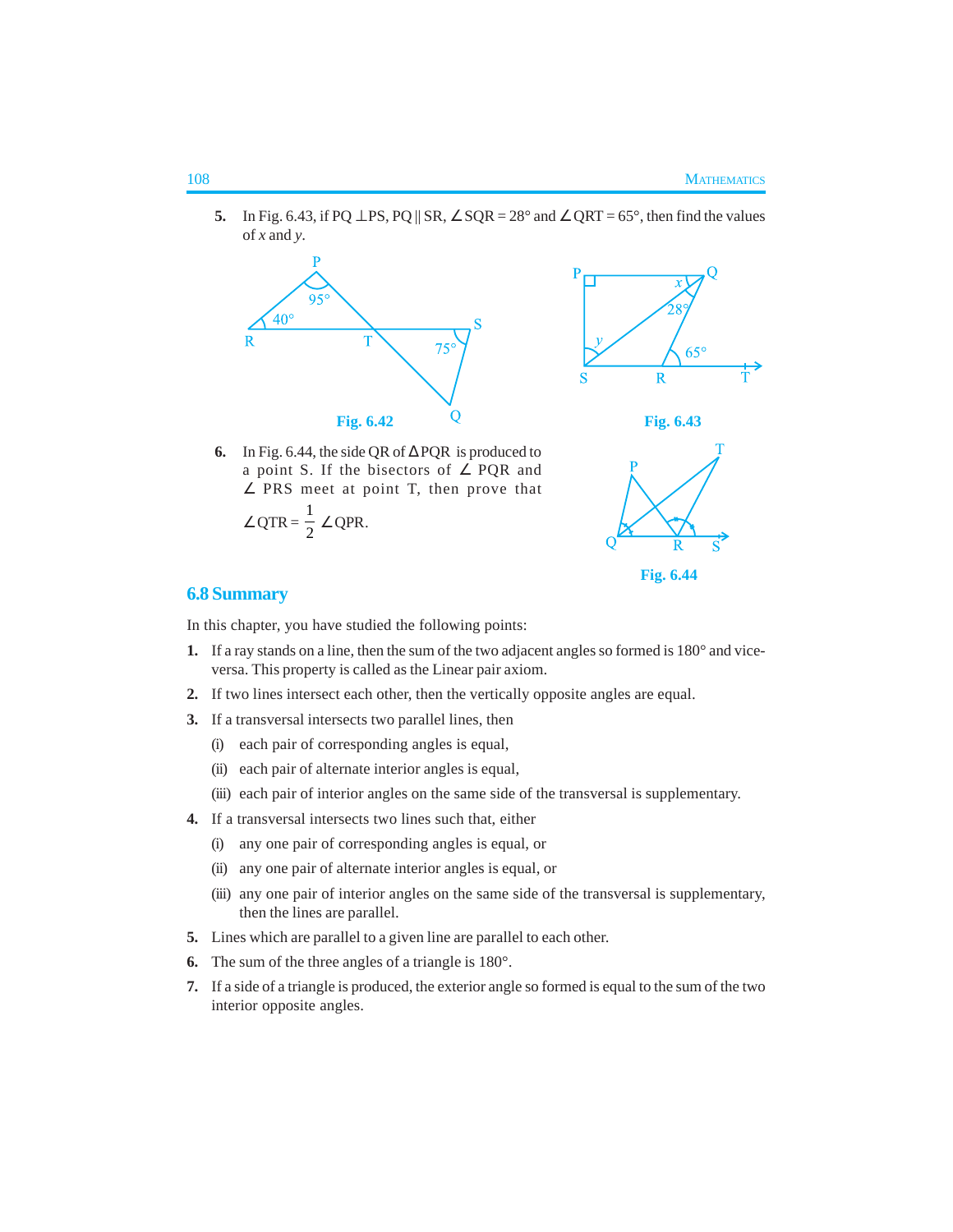5. In Fig. 6.43, if PQ ⊥ PS, PQ || SR, ∠ SQR = 28° and ∠ QRT = 65°, then find the values of $x$ and $y$.

P
95°
40°
R
T
S
75°
Q

Fig. 6.42

P
Q
$x$
28°
$y$
65°
S
R
T

Fig. 6.43

6. In Fig. 6.44, the side QR of ΔPQR is produced to a point S. If the bisectors of ∠ PQR and ∠ PRS meet at point T, then prove that

$$\angle QTR = \frac{1}{2} \angle QPR.$$

T
P
Q
R
S

Fig. 6.44

## 6.8 Summary

In this chapter, you have studied the following points:

1. If a ray stands on a line, then the sum of the two adjacent angles so formed is 180° and vice-versa. This property is called as the Linear pair axiom.
2. If two lines intersect each other, then the vertically opposite angles are equal.
3. If a transversal intersects two parallel lines, then
   (i) each pair of corresponding angles is equal,
   (ii) each pair of alternate interior angles is equal,
   (iii) each pair of interior angles on the same side of the transversal is supplementary.
4. If a transversal intersects two lines such that, either
   (i) any one pair of corresponding angles is equal, or
   (ii) any one pair of alternate interior angles is equal, or
   (iii) any one pair of interior angles on the same side of the transversal is supplementary, then the lines are parallel.
5. Lines which are parallel to a given line are parallel to each other.
6. The sum of the three angles of a triangle is 180°.
7. If a side of a triangle is produced, the exterior angle so formed is equal to the sum of the two interior opposite angles.